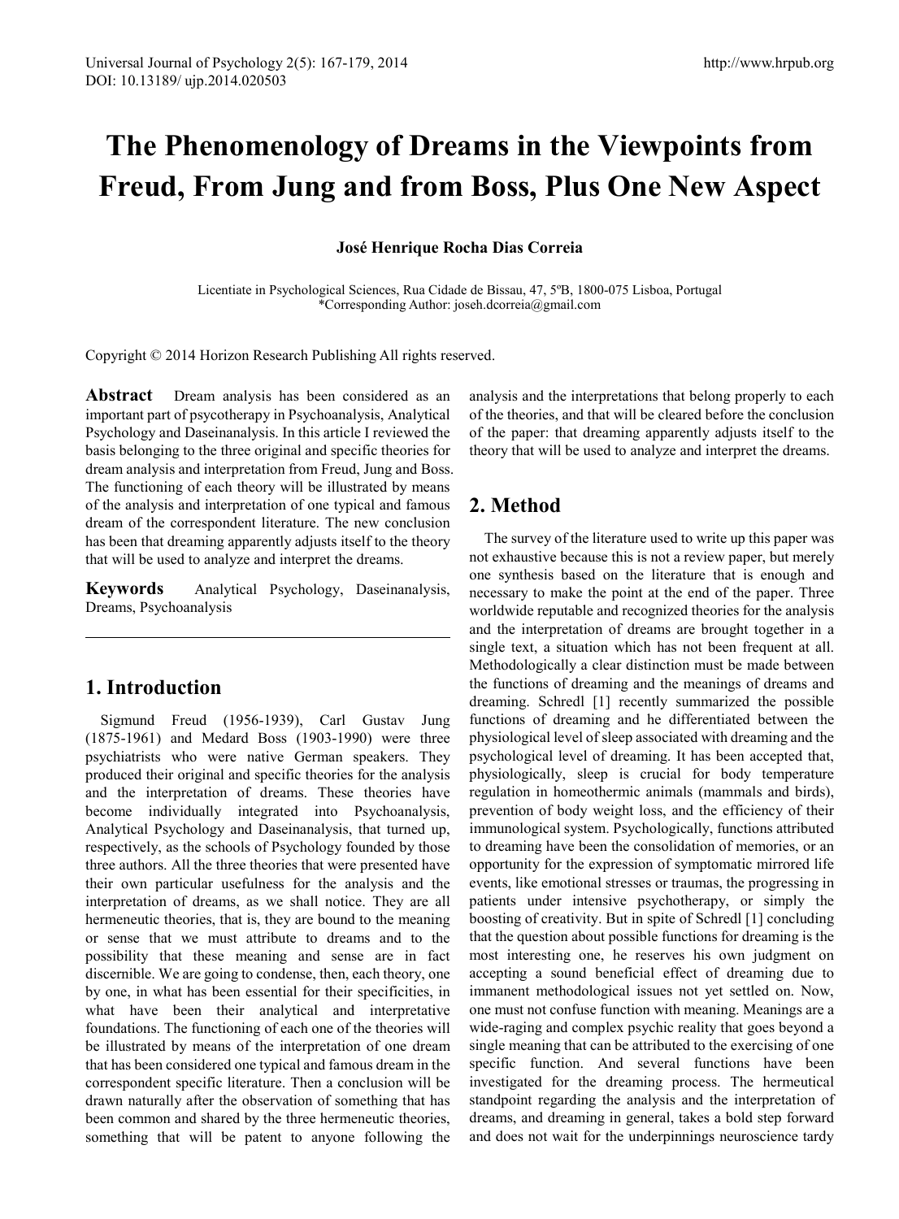# The Phenomenology of Dreams in the Viewpoints from Freud, From Jung and from Boss, Plus One New Aspect

**José Henrique Rocha Dias Correia**

Licentiate in Psychological Sciences, Rua Cidade de Bissau, 47, 5ºB, 1800-075 Lisboa, Portugal
*Corresponding Author: joseh.dcorreia@gmail.com

Copyright © 2014 Horizon Research Publishing All rights reserved.

**Abstract** Dream analysis has been considered as an important part of psycotherapy in Psychoanalysis, Analytical Psychology and Daseinanalysis. In this article I reviewed the basis belonging to the three original and specific theories for dream analysis and interpretation from Freud, Jung and Boss. The functioning of each theory will be illustrated by means of the analysis and interpretation of one typical and famous dream of the correspondent literature. The new conclusion has been that dreaming apparently adjusts itself to the theory that will be used to analyze and interpret the dreams.

**Keywords** Analytical Psychology, Daseinanalysis, Dreams, Psychoanalysis

## 1. Introduction

Sigmund Freud (1956-1939), Carl Gustav Jung (1875-1961) and Medard Boss (1903-1990) were three psychiatrists who were native German speakers. They produced their original and specific theories for the analysis and the interpretation of dreams. These theories have become individually integrated into Psychoanalysis, Analytical Psychology and Daseinanalysis, that turned up, respectively, as the schools of Psychology founded by those three authors. All the three theories that were presented have their own particular usefulness for the analysis and the interpretation of dreams, as we shall notice. They are all hermeneutic theories, that is, they are bound to the meaning or sense that we must attribute to dreams and to the possibility that these meaning and sense are in fact discernible. We are going to condense, then, each theory, one by one, in what has been essential for their specificities, in what have been their analytical and interpretative foundations. The functioning of each one of the theories will be illustrated by means of the interpretation of one dream that has been considered one typical and famous dream in the correspondent specific literature. Then a conclusion will be drawn naturally after the observation of something that has been common and shared by the three hermeneutic theories, something that will be patent to anyone following the analysis and the interpretations that belong properly to each of the theories, and that will be cleared before the conclusion of the paper: that dreaming apparently adjusts itself to the theory that will be used to analyze and interpret the dreams.

## 2. Method

The survey of the literature used to write up this paper was not exhaustive because this is not a review paper, but merely one synthesis based on the literature that is enough and necessary to make the point at the end of the paper. Three worldwide reputable and recognized theories for the analysis and the interpretation of dreams are brought together in a single text, a situation which has not been frequent at all. Methodologically a clear distinction must be made between the functions of dreaming and the meanings of dreams and dreaming. Schredl [1] recently summarized the possible functions of dreaming and he differentiated between the physiological level of sleep associated with dreaming and the psychological level of dreaming. It has been accepted that, physiologically, sleep is crucial for body temperature regulation in homeothermic animals (mammals and birds), prevention of body weight loss, and the efficiency of their immunological system. Psychologically, functions attributed to dreaming have been the consolidation of memories, or an opportunity for the expression of symptomatic mirrored life events, like emotional stresses or traumas, the progressing in patients under intensive psychotherapy, or simply the boosting of creativity. But in spite of Schredl [1] concluding that the question about possible functions for dreaming is the most interesting one, he reserves his own judgment on accepting a sound beneficial effect of dreaming due to immanent methodological issues not yet settled on. Now, one must not confuse function with meaning. Meanings are a wide-raging and complex psychic reality that goes beyond a single meaning that can be attributed to the exercising of one specific function. And several functions have been investigated for the dreaming process. The hermeutical standpoint regarding the analysis and the interpretation of dreams, and dreaming in general, takes a bold step forward and does not wait for the underpinnings neuroscience tardy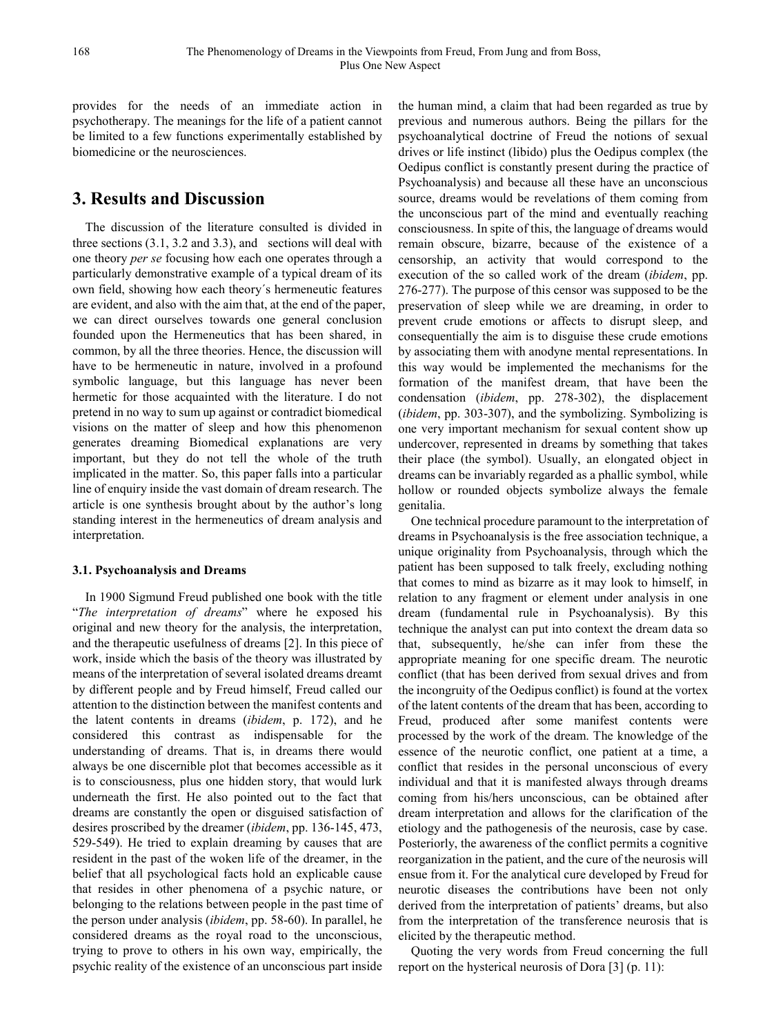provides for the needs of an immediate action in psychotherapy. The meanings for the life of a patient cannot be limited to a few functions experimentally established by biomedicine or the neurosciences.

## 3. Results and Discussion

The discussion of the literature consulted is divided in three sections (3.1, 3.2 and 3.3), and sections will deal with one theory *per se* focusing how each one operates through a particularly demonstrative example of a typical dream of its own field, showing how each theory´s hermeneutic features are evident, and also with the aim that, at the end of the paper, we can direct ourselves towards one general conclusion founded upon the Hermeneutics that has been shared, in common, by all the three theories. Hence, the discussion will have to be hermeneutic in nature, involved in a profound symbolic language, but this language has never been hermetic for those acquainted with the literature. I do not pretend in no way to sum up against or contradict biomedical visions on the matter of sleep and how this phenomenon generates dreaming Biomedical explanations are very important, but they do not tell the whole of the truth implicated in the matter. So, this paper falls into a particular line of enquiry inside the vast domain of dream research. The article is one synthesis brought about by the author's long standing interest in the hermeneutics of dream analysis and interpretation.

### 3.1. Psychoanalysis and Dreams

In 1900 Sigmund Freud published one book with the title "*The interpretation of dreams*" where he exposed his original and new theory for the analysis, the interpretation, and the therapeutic usefulness of dreams [2]. In this piece of work, inside which the basis of the theory was illustrated by means of the interpretation of several isolated dreams dreamt by different people and by Freud himself, Freud called our attention to the distinction between the manifest contents and the latent contents in dreams (*ibidem*, p. 172), and he considered this contrast as indispensable for the understanding of dreams. That is, in dreams there would always be one discernible plot that becomes accessible as it is to consciousness, plus one hidden story, that would lurk underneath the first. He also pointed out to the fact that dreams are constantly the open or disguised satisfaction of desires proscribed by the dreamer (*ibidem*, pp. 136-145, 473, 529-549). He tried to explain dreaming by causes that are resident in the past of the woken life of the dreamer, in the belief that all psychological facts hold an explicable cause that resides in other phenomena of a psychic nature, or belonging to the relations between people in the past time of the person under analysis (*ibidem*, pp. 58-60). In parallel, he considered dreams as the royal road to the unconscious, trying to prove to others in his own way, empirically, the psychic reality of the existence of an unconscious part inside the human mind, a claim that had been regarded as true by previous and numerous authors. Being the pillars for the psychoanalytical doctrine of Freud the notions of sexual drives or life instinct (libido) plus the Oedipus complex (the Oedipus conflict is constantly present during the practice of Psychoanalysis) and because all these have an unconscious source, dreams would be revelations of them coming from the unconscious part of the mind and eventually reaching consciousness. In spite of this, the language of dreams would remain obscure, bizarre, because of the existence of a censorship, an activity that would correspond to the execution of the so called work of the dream (*ibidem*, pp. 276-277). The purpose of this censor was supposed to be the preservation of sleep while we are dreaming, in order to prevent crude emotions or affects to disrupt sleep, and consequentially the aim is to disguise these crude emotions by associating them with anodyne mental representations. In this way would be implemented the mechanisms for the formation of the manifest dream, that have been the condensation (*ibidem*, pp. 278-302), the displacement (*ibidem*, pp. 303-307), and the symbolizing. Symbolizing is one very important mechanism for sexual content show up undercover, represented in dreams by something that takes their place (the symbol). Usually, an elongated object in dreams can be invariably regarded as a phallic symbol, while hollow or rounded objects symbolize always the female genitalia.

One technical procedure paramount to the interpretation of dreams in Psychoanalysis is the free association technique, a unique originality from Psychoanalysis, through which the patient has been supposed to talk freely, excluding nothing that comes to mind as bizarre as it may look to himself, in relation to any fragment or element under analysis in one dream (fundamental rule in Psychoanalysis). By this technique the analyst can put into context the dream data so that, subsequently, he/she can infer from these the appropriate meaning for one specific dream. The neurotic conflict (that has been derived from sexual drives and from the incongruity of the Oedipus conflict) is found at the vortex of the latent contents of the dream that has been, according to Freud, produced after some manifest contents were processed by the work of the dream. The knowledge of the essence of the neurotic conflict, one patient at a time, a conflict that resides in the personal unconscious of every individual and that it is manifested always through dreams coming from his/hers unconscious, can be obtained after dream interpretation and allows for the clarification of the etiology and the pathogenesis of the neurosis, case by case. Posteriorly, the awareness of the conflict permits a cognitive reorganization in the patient, and the cure of the neurosis will ensue from it. For the analytical cure developed by Freud for neurotic diseases the contributions have been not only derived from the interpretation of patients' dreams, but also from the interpretation of the transference neurosis that is elicited by the therapeutic method.

Quoting the very words from Freud concerning the full report on the hysterical neurosis of Dora [3] (p. 11):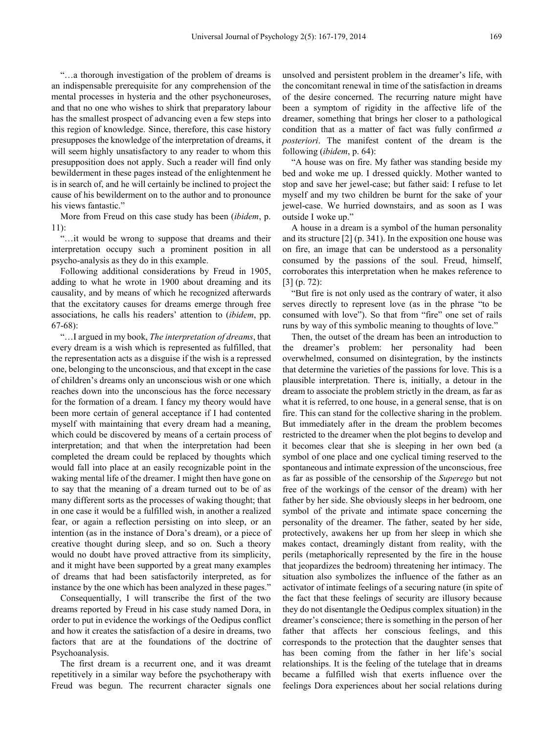"…a thorough investigation of the problem of dreams is an indispensable prerequisite for any comprehension of the mental processes in hysteria and the other psychoneuroses, and that no one who wishes to shirk that preparatory labour has the smallest prospect of advancing even a few steps into this region of knowledge. Since, therefore, this case history presupposes the knowledge of the interpretation of dreams, it will seem highly unsatisfactory to any reader to whom this presupposition does not apply. Such a reader will find only bewilderment in these pages instead of the enlightenment he is in search of, and he will certainly be inclined to project the cause of his bewilderment on to the author and to pronounce his views fantastic."

More from Freud on this case study has been (*ibidem*, p. 11):

"…it would be wrong to suppose that dreams and their interpretation occupy such a prominent position in all psycho-analysis as they do in this example.

Following additional considerations by Freud in 1905, adding to what he wrote in 1900 about dreaming and its causality, and by means of which he recognized afterwards that the excitatory causes for dreams emerge through free associations, he calls his readers' attention to (*ibidem*, pp. 67-68):

"…I argued in my book, *The interpretation of dreams*, that every dream is a wish which is represented as fulfilled, that the representation acts as a disguise if the wish is a repressed one, belonging to the unconscious, and that except in the case of children's dreams only an unconscious wish or one which reaches down into the unconscious has the force necessary for the formation of a dream. I fancy my theory would have been more certain of general acceptance if I had contented myself with maintaining that every dream had a meaning, which could be discovered by means of a certain process of interpretation; and that when the interpretation had been completed the dream could be replaced by thoughts which would fall into place at an easily recognizable point in the waking mental life of the dreamer. I might then have gone on to say that the meaning of a dream turned out to be of as many different sorts as the processes of waking thought; that in one case it would be a fulfilled wish, in another a realized fear, or again a reflection persisting on into sleep, or an intention (as in the instance of Dora's dream), or a piece of creative thought during sleep, and so on. Such a theory would no doubt have proved attractive from its simplicity, and it might have been supported by a great many examples of dreams that had been satisfactorily interpreted, as for instance by the one which has been analyzed in these pages."

Consequentially, I will transcribe the first of the two dreams reported by Freud in his case study named Dora, in order to put in evidence the workings of the Oedipus conflict and how it creates the satisfaction of a desire in dreams, two factors that are at the foundations of the doctrine of Psychoanalysis.

The first dream is a recurrent one, and it was dreamt repetitively in a similar way before the psychotherapy with Freud was begun. The recurrent character signals one unsolved and persistent problem in the dreamer's life, with the concomitant renewal in time of the satisfaction in dreams of the desire concerned. The recurring nature might have been a symptom of rigidity in the affective life of the dreamer, something that brings her closer to a pathological condition that as a matter of fact was fully confirmed *a posteriori*. The manifest content of the dream is the following (*ibidem*, p. 64):

"A house was on fire. My father was standing beside my bed and woke me up. I dressed quickly. Mother wanted to stop and save her jewel-case; but father said: I refuse to let myself and my two children be burnt for the sake of your jewel-case. We hurried downstairs, and as soon as I was outside I woke up."

A house in a dream is a symbol of the human personality and its structure [2] (p. 341). In the exposition one house was on fire, an image that can be understood as a personality consumed by the passions of the soul. Freud, himself, corroborates this interpretation when he makes reference to [3] (p. 72):

"But fire is not only used as the contrary of water, it also serves directly to represent love (as in the phrase "to be consumed with love"). So that from "fire" one set of rails runs by way of this symbolic meaning to thoughts of love."

Then, the outset of the dream has been an introduction to the dreamer's problem: her personality had been overwhelmed, consumed on disintegration, by the instincts that determine the varieties of the passions for love. This is a plausible interpretation. There is, initially, a detour in the dream to associate the problem strictly in the dream, as far as what it is referred, to one house, in a general sense, that is on fire. This can stand for the collective sharing in the problem. But immediately after in the dream the problem becomes restricted to the dreamer when the plot begins to develop and it becomes clear that she is sleeping in her own bed (a symbol of one place and one cyclical timing reserved to the spontaneous and intimate expression of the unconscious, free as far as possible of the censorship of the *Superego* but not free of the workings of the censor of the dream) with her father by her side. She obviously sleeps in her bedroom, one symbol of the private and intimate space concerning the personality of the dreamer. The father, seated by her side, protectively, awakens her up from her sleep in which she makes contact, dreamingly distant from reality, with the perils (metaphorically represented by the fire in the house that jeopardizes the bedroom) threatening her intimacy. The situation also symbolizes the influence of the father as an activator of intimate feelings of a securing nature (in spite of the fact that these feelings of security are illusory because they do not disentangle the Oedipus complex situation) in the dreamer's conscience; there is something in the person of her father that affects her conscious feelings, and this corresponds to the protection that the daughter senses that has been coming from the father in her life's social relationships. It is the feeling of the tutelage that in dreams became a fulfilled wish that exerts influence over the feelings Dora experiences about her social relations during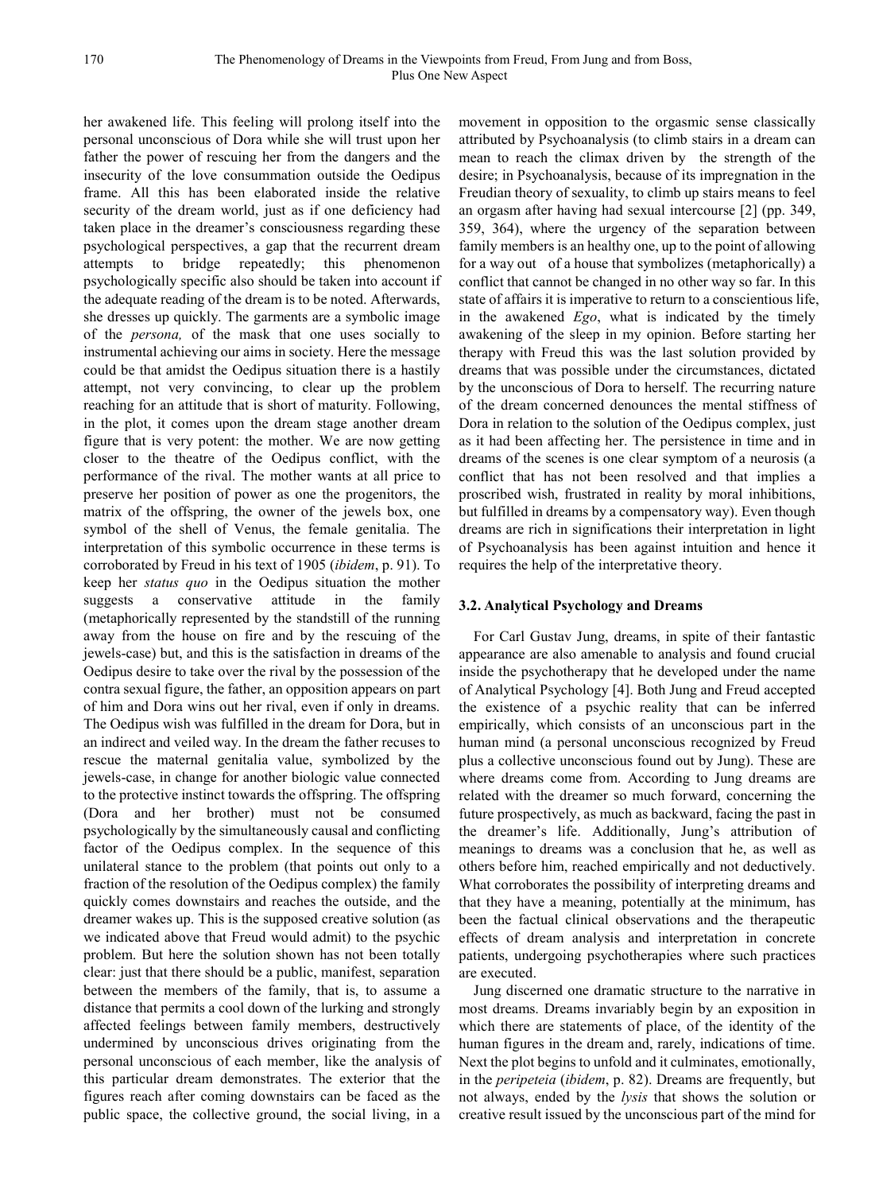her awakened life. This feeling will prolong itself into the personal unconscious of Dora while she will trust upon her father the power of rescuing her from the dangers and the insecurity of the love consummation outside the Oedipus frame. All this has been elaborated inside the relative security of the dream world, just as if one deficiency had taken place in the dreamer's consciousness regarding these psychological perspectives, a gap that the recurrent dream attempts to bridge repeatedly; this phenomenon psychologically specific also should be taken into account if the adequate reading of the dream is to be noted. Afterwards, she dresses up quickly. The garments are a symbolic image of the *persona,* of the mask that one uses socially to instrumental achieving our aims in society. Here the message could be that amidst the Oedipus situation there is a hastily attempt, not very convincing, to clear up the problem reaching for an attitude that is short of maturity. Following, in the plot, it comes upon the dream stage another dream figure that is very potent: the mother. We are now getting closer to the theatre of the Oedipus conflict, with the performance of the rival. The mother wants at all price to preserve her position of power as one the progenitors, the matrix of the offspring, the owner of the jewels box, one symbol of the shell of Venus, the female genitalia. The interpretation of this symbolic occurrence in these terms is corroborated by Freud in his text of 1905 (*ibidem*, p. 91). To keep her *status quo* in the Oedipus situation the mother suggests a conservative attitude in the family (metaphorically represented by the standstill of the running away from the house on fire and by the rescuing of the jewels-case) but, and this is the satisfaction in dreams of the Oedipus desire to take over the rival by the possession of the contra sexual figure, the father, an opposition appears on part of him and Dora wins out her rival, even if only in dreams. The Oedipus wish was fulfilled in the dream for Dora, but in an indirect and veiled way. In the dream the father recuses to rescue the maternal genitalia value, symbolized by the jewels-case, in change for another biologic value connected to the protective instinct towards the offspring. The offspring (Dora and her brother) must not be consumed psychologically by the simultaneously causal and conflicting factor of the Oedipus complex. In the sequence of this unilateral stance to the problem (that points out only to a fraction of the resolution of the Oedipus complex) the family quickly comes downstairs and reaches the outside, and the dreamer wakes up. This is the supposed creative solution (as we indicated above that Freud would admit) to the psychic problem. But here the solution shown has not been totally clear: just that there should be a public, manifest, separation between the members of the family, that is, to assume a distance that permits a cool down of the lurking and strongly affected feelings between family members, destructively undermined by unconscious drives originating from the personal unconscious of each member, like the analysis of this particular dream demonstrates. The exterior that the figures reach after coming downstairs can be faced as the public space, the collective ground, the social living, in a movement in opposition to the orgasmic sense classically attributed by Psychoanalysis (to climb stairs in a dream can mean to reach the climax driven by the strength of the desire; in Psychoanalysis, because of its impregnation in the Freudian theory of sexuality, to climb up stairs means to feel an orgasm after having had sexual intercourse [2] (pp. 349, 359, 364), where the urgency of the separation between family members is an healthy one, up to the point of allowing for a way out of a house that symbolizes (metaphorically) a conflict that cannot be changed in no other way so far. In this state of affairs it is imperative to return to a conscientious life, in the awakened *Ego*, what is indicated by the timely awakening of the sleep in my opinion. Before starting her therapy with Freud this was the last solution provided by dreams that was possible under the circumstances, dictated by the unconscious of Dora to herself. The recurring nature of the dream concerned denounces the mental stiffness of Dora in relation to the solution of the Oedipus complex, just as it had been affecting her. The persistence in time and in dreams of the scenes is one clear symptom of a neurosis (a conflict that has not been resolved and that implies a proscribed wish, frustrated in reality by moral inhibitions, but fulfilled in dreams by a compensatory way). Even though dreams are rich in significations their interpretation in light of Psychoanalysis has been against intuition and hence it requires the help of the interpretative theory.

### 3.2. Analytical Psychology and Dreams

For Carl Gustav Jung, dreams, in spite of their fantastic appearance are also amenable to analysis and found crucial inside the psychotherapy that he developed under the name of Analytical Psychology [4]. Both Jung and Freud accepted the existence of a psychic reality that can be inferred empirically, which consists of an unconscious part in the human mind (a personal unconscious recognized by Freud plus a collective unconscious found out by Jung). These are where dreams come from. According to Jung dreams are related with the dreamer so much forward, concerning the future prospectively, as much as backward, facing the past in the dreamer's life. Additionally, Jung's attribution of meanings to dreams was a conclusion that he, as well as others before him, reached empirically and not deductively. What corroborates the possibility of interpreting dreams and that they have a meaning, potentially at the minimum, has been the factual clinical observations and the therapeutic effects of dream analysis and interpretation in concrete patients, undergoing psychotherapies where such practices are executed.

Jung discerned one dramatic structure to the narrative in most dreams. Dreams invariably begin by an exposition in which there are statements of place, of the identity of the human figures in the dream and, rarely, indications of time. Next the plot begins to unfold and it culminates, emotionally, in the *peripeteia* (*ibidem*, p. 82). Dreams are frequently, but not always, ended by the *lysis* that shows the solution or creative result issued by the unconscious part of the mind for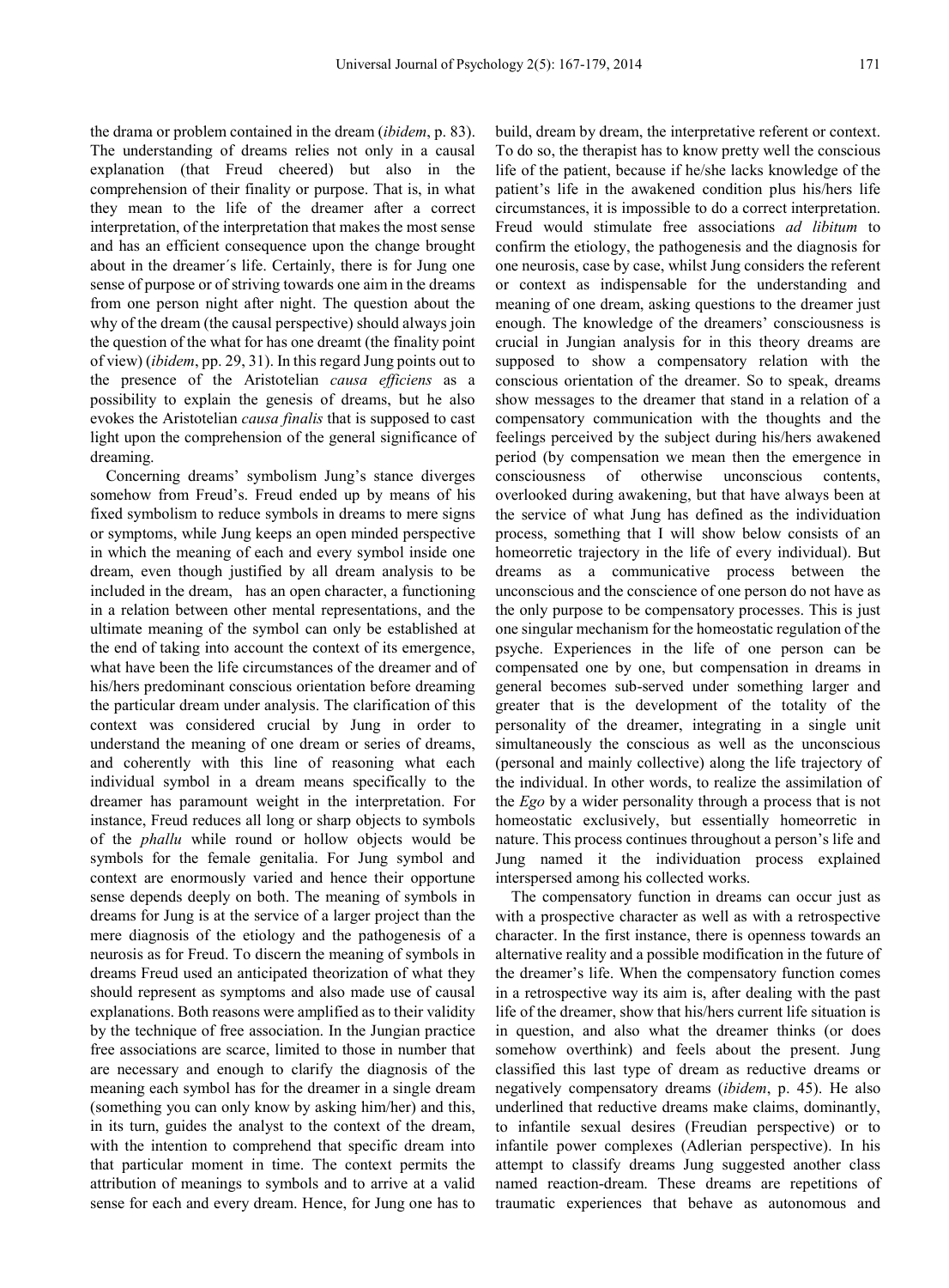the drama or problem contained in the dream (*ibidem*, p. 83). The understanding of dreams relies not only in a causal explanation (that Freud cheered) but also in the comprehension of their finality or purpose. That is, in what they mean to the life of the dreamer after a correct interpretation, of the interpretation that makes the most sense and has an efficient consequence upon the change brought about in the dreamer´s life. Certainly, there is for Jung one sense of purpose or of striving towards one aim in the dreams from one person night after night. The question about the why of the dream (the causal perspective) should always join the question of the what for has one dreamt (the finality point of view) (*ibidem*, pp. 29, 31). In this regard Jung points out to the presence of the Aristotelian *causa efficiens* as a possibility to explain the genesis of dreams, but he also evokes the Aristotelian *causa finalis* that is supposed to cast light upon the comprehension of the general significance of dreaming.

Concerning dreams' symbolism Jung's stance diverges somehow from Freud's. Freud ended up by means of his fixed symbolism to reduce symbols in dreams to mere signs or symptoms, while Jung keeps an open minded perspective in which the meaning of each and every symbol inside one dream, even though justified by all dream analysis to be included in the dream, has an open character, a functioning in a relation between other mental representations, and the ultimate meaning of the symbol can only be established at the end of taking into account the context of its emergence, what have been the life circumstances of the dreamer and of his/hers predominant conscious orientation before dreaming the particular dream under analysis. The clarification of this context was considered crucial by Jung in order to understand the meaning of one dream or series of dreams, and coherently with this line of reasoning what each individual symbol in a dream means specifically to the dreamer has paramount weight in the interpretation. For instance, Freud reduces all long or sharp objects to symbols of the *phallu* while round or hollow objects would be symbols for the female genitalia. For Jung symbol and context are enormously varied and hence their opportune sense depends deeply on both. The meaning of symbols in dreams for Jung is at the service of a larger project than the mere diagnosis of the etiology and the pathogenesis of a neurosis as for Freud. To discern the meaning of symbols in dreams Freud used an anticipated theorization of what they should represent as symptoms and also made use of causal explanations. Both reasons were amplified as to their validity by the technique of free association. In the Jungian practice free associations are scarce, limited to those in number that are necessary and enough to clarify the diagnosis of the meaning each symbol has for the dreamer in a single dream (something you can only know by asking him/her) and this, in its turn, guides the analyst to the context of the dream, with the intention to comprehend that specific dream into that particular moment in time. The context permits the attribution of meanings to symbols and to arrive at a valid sense for each and every dream. Hence, for Jung one has to build, dream by dream, the interpretative referent or context. To do so, the therapist has to know pretty well the conscious life of the patient, because if he/she lacks knowledge of the patient's life in the awakened condition plus his/hers life circumstances, it is impossible to do a correct interpretation. Freud would stimulate free associations *ad libitum* to confirm the etiology, the pathogenesis and the diagnosis for one neurosis, case by case, whilst Jung considers the referent or context as indispensable for the understanding and meaning of one dream, asking questions to the dreamer just enough. The knowledge of the dreamers' consciousness is crucial in Jungian analysis for in this theory dreams are supposed to show a compensatory relation with the conscious orientation of the dreamer. So to speak, dreams show messages to the dreamer that stand in a relation of a compensatory communication with the thoughts and the feelings perceived by the subject during his/hers awakened period (by compensation we mean then the emergence in consciousness of otherwise unconscious contents, overlooked during awakening, but that have always been at the service of what Jung has defined as the individuation process, something that I will show below consists of an homeorretic trajectory in the life of every individual). But dreams as a communicative process between the unconscious and the conscience of one person do not have as the only purpose to be compensatory processes. This is just one singular mechanism for the homeostatic regulation of the psyche. Experiences in the life of one person can be compensated one by one, but compensation in dreams in general becomes sub-served under something larger and greater that is the development of the totality of the personality of the dreamer, integrating in a single unit simultaneously the conscious as well as the unconscious (personal and mainly collective) along the life trajectory of the individual. In other words, to realize the assimilation of the *Ego* by a wider personality through a process that is not homeostatic exclusively, but essentially homeorretic in nature. This process continues throughout a person's life and Jung named it the individuation process explained interspersed among his collected works.

The compensatory function in dreams can occur just as with a prospective character as well as with a retrospective character. In the first instance, there is openness towards an alternative reality and a possible modification in the future of the dreamer's life. When the compensatory function comes in a retrospective way its aim is, after dealing with the past life of the dreamer, show that his/hers current life situation is in question, and also what the dreamer thinks (or does somehow overthink) and feels about the present. Jung classified this last type of dream as reductive dreams or negatively compensatory dreams (*ibidem*, p. 45). He also underlined that reductive dreams make claims, dominantly, to infantile sexual desires (Freudian perspective) or to infantile power complexes (Adlerian perspective). In his attempt to classify dreams Jung suggested another class named reaction-dream. These dreams are repetitions of traumatic experiences that behave as autonomous and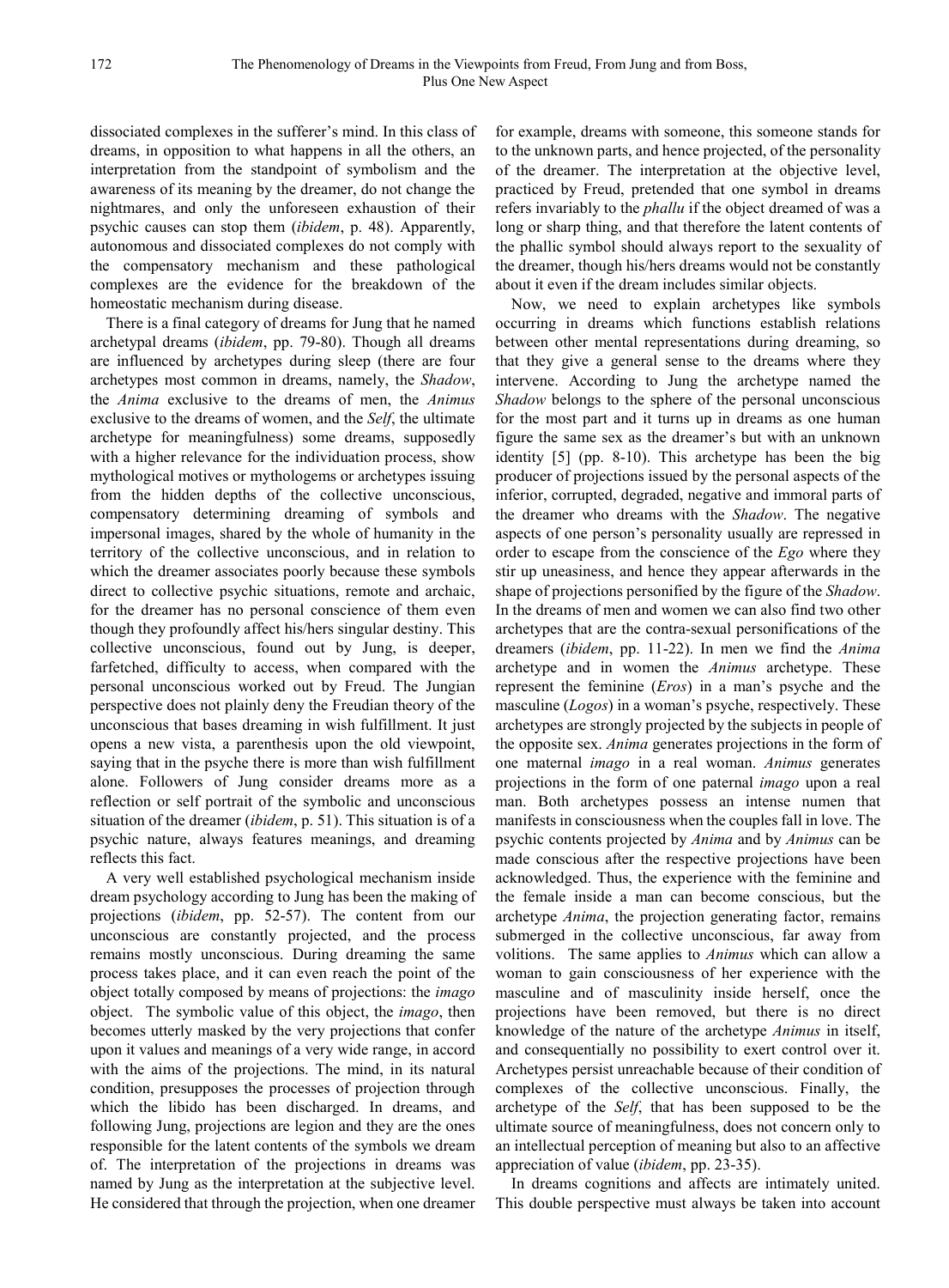dissociated complexes in the sufferer's mind. In this class of dreams, in opposition to what happens in all the others, an interpretation from the standpoint of symbolism and the awareness of its meaning by the dreamer, do not change the nightmares, and only the unforeseen exhaustion of their psychic causes can stop them (*ibidem*, p. 48). Apparently, autonomous and dissociated complexes do not comply with the compensatory mechanism and these pathological complexes are the evidence for the breakdown of the homeostatic mechanism during disease.

There is a final category of dreams for Jung that he named archetypal dreams (*ibidem*, pp. 79-80). Though all dreams are influenced by archetypes during sleep (there are four archetypes most common in dreams, namely, the *Shadow*, the *Anima* exclusive to the dreams of men, the *Animus* exclusive to the dreams of women, and the *Self*, the ultimate archetype for meaningfulness) some dreams, supposedly with a higher relevance for the individuation process, show mythological motives or mythologems or archetypes issuing from the hidden depths of the collective unconscious, compensatory determining dreaming of symbols and impersonal images, shared by the whole of humanity in the territory of the collective unconscious, and in relation to which the dreamer associates poorly because these symbols direct to collective psychic situations, remote and archaic, for the dreamer has no personal conscience of them even though they profoundly affect his/hers singular destiny. This collective unconscious, found out by Jung, is deeper, farfetched, difficulty to access, when compared with the personal unconscious worked out by Freud. The Jungian perspective does not plainly deny the Freudian theory of the unconscious that bases dreaming in wish fulfillment. It just opens a new vista, a parenthesis upon the old viewpoint, saying that in the psyche there is more than wish fulfillment alone. Followers of Jung consider dreams more as a reflection or self portrait of the symbolic and unconscious situation of the dreamer (*ibidem*, p. 51). This situation is of a psychic nature, always features meanings, and dreaming reflects this fact.

A very well established psychological mechanism inside dream psychology according to Jung has been the making of projections (*ibidem*, pp. 52-57). The content from our unconscious are constantly projected, and the process remains mostly unconscious. During dreaming the same process takes place, and it can even reach the point of the object totally composed by means of projections: the *imago* object. The symbolic value of this object, the *imago*, then becomes utterly masked by the very projections that confer upon it values and meanings of a very wide range, in accord with the aims of the projections. The mind, in its natural condition, presupposes the processes of projection through which the libido has been discharged. In dreams, and following Jung, projections are legion and they are the ones responsible for the latent contents of the symbols we dream of. The interpretation of the projections in dreams was named by Jung as the interpretation at the subjective level. He considered that through the projection, when one dreamer for example, dreams with someone, this someone stands for to the unknown parts, and hence projected, of the personality of the dreamer. The interpretation at the objective level, practiced by Freud, pretended that one symbol in dreams refers invariably to the *phallu* if the object dreamed of was a long or sharp thing, and that therefore the latent contents of the phallic symbol should always report to the sexuality of the dreamer, though his/hers dreams would not be constantly about it even if the dream includes similar objects.

Now, we need to explain archetypes like symbols occurring in dreams which functions establish relations between other mental representations during dreaming, so that they give a general sense to the dreams where they intervene. According to Jung the archetype named the *Shadow* belongs to the sphere of the personal unconscious for the most part and it turns up in dreams as one human figure the same sex as the dreamer's but with an unknown identity [5] (pp. 8-10). This archetype has been the big producer of projections issued by the personal aspects of the inferior, corrupted, degraded, negative and immoral parts of the dreamer who dreams with the *Shadow*. The negative aspects of one person's personality usually are repressed in order to escape from the conscience of the *Ego* where they stir up uneasiness, and hence they appear afterwards in the shape of projections personified by the figure of the *Shadow*. In the dreams of men and women we can also find two other archetypes that are the contra-sexual personifications of the dreamers (*ibidem*, pp. 11-22). In men we find the *Anima* archetype and in women the *Animus* archetype. These represent the feminine (*Eros*) in a man's psyche and the masculine (*Logos*) in a woman's psyche, respectively. These archetypes are strongly projected by the subjects in people of the opposite sex. *Anima* generates projections in the form of one maternal *imago* in a real woman. *Animus* generates projections in the form of one paternal *imago* upon a real man. Both archetypes possess an intense numen that manifests in consciousness when the couples fall in love. The psychic contents projected by *Anima* and by *Animus* can be made conscious after the respective projections have been acknowledged. Thus, the experience with the feminine and the female inside a man can become conscious, but the archetype *Anima*, the projection generating factor, remains submerged in the collective unconscious, far away from volitions. The same applies to *Animus* which can allow a woman to gain consciousness of her experience with the masculine and of masculinity inside herself, once the projections have been removed, but there is no direct knowledge of the nature of the archetype *Animus* in itself, and consequentially no possibility to exert control over it. Archetypes persist unreachable because of their condition of complexes of the collective unconscious. Finally, the archetype of the *Self*, that has been supposed to be the ultimate source of meaningfulness, does not concern only to an intellectual perception of meaning but also to an affective appreciation of value (*ibidem*, pp. 23-35).

In dreams cognitions and affects are intimately united. This double perspective must always be taken into account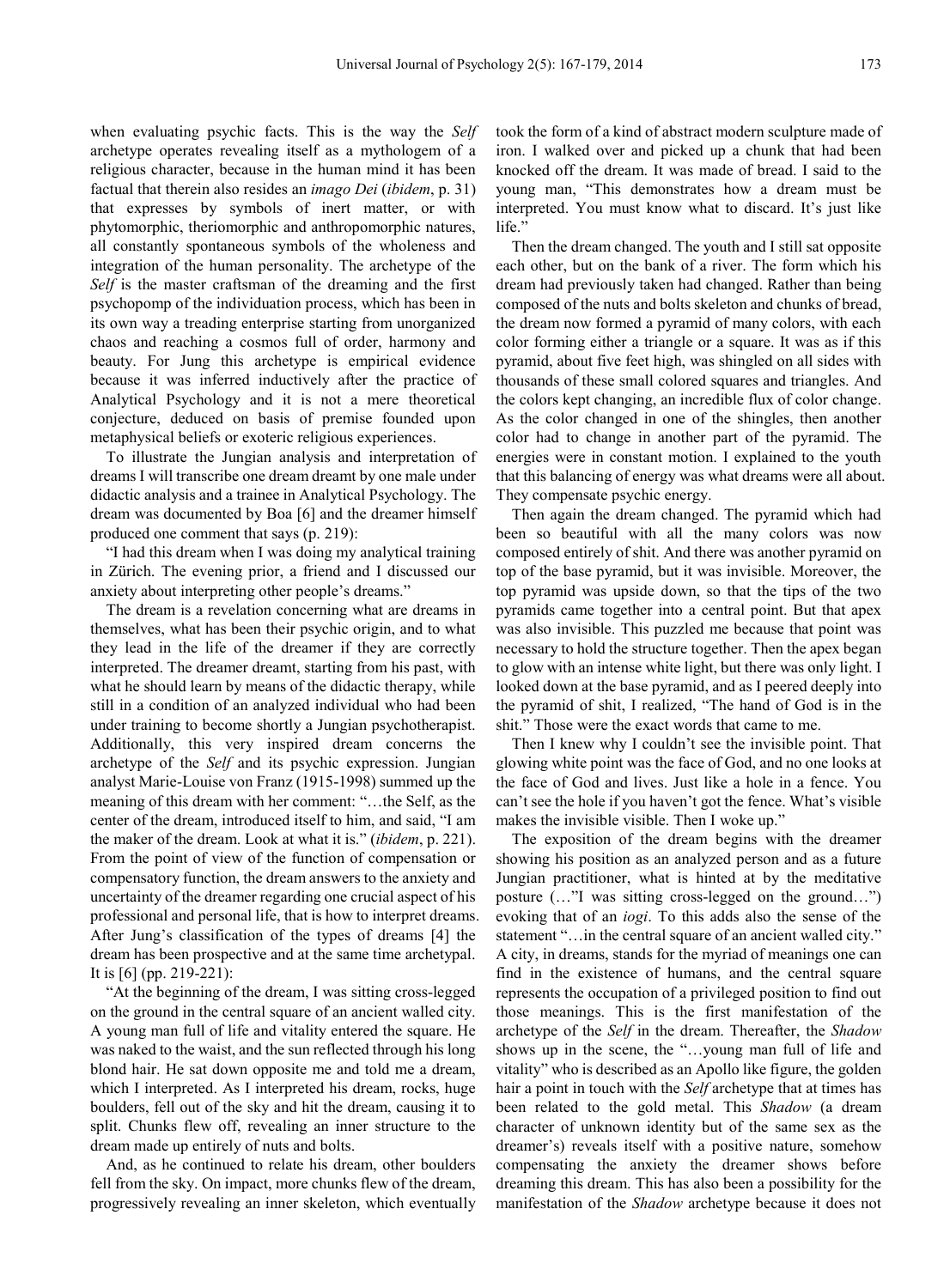when evaluating psychic facts. This is the way the *Self* archetype operates revealing itself as a mythologem of a religious character, because in the human mind it has been factual that therein also resides an *imago Dei* (*ibidem*, p. 31) that expresses by symbols of inert matter, or with phytomorphic, theriomorphic and anthropomorphic natures, all constantly spontaneous symbols of the wholeness and integration of the human personality. The archetype of the *Self* is the master craftsman of the dreaming and the first psychopomp of the individuation process, which has been in its own way a treading enterprise starting from unorganized chaos and reaching a cosmos full of order, harmony and beauty. For Jung this archetype is empirical evidence because it was inferred inductively after the practice of Analytical Psychology and it is not a mere theoretical conjecture, deduced on basis of premise founded upon metaphysical beliefs or exoteric religious experiences.

To illustrate the Jungian analysis and interpretation of dreams I will transcribe one dream dreamt by one male under didactic analysis and a trainee in Analytical Psychology. The dream was documented by Boa [6] and the dreamer himself produced one comment that says (p. 219):

"I had this dream when I was doing my analytical training in Zürich. The evening prior, a friend and I discussed our anxiety about interpreting other people's dreams."

The dream is a revelation concerning what are dreams in themselves, what has been their psychic origin, and to what they lead in the life of the dreamer if they are correctly interpreted. The dreamer dreamt, starting from his past, with what he should learn by means of the didactic therapy, while still in a condition of an analyzed individual who had been under training to become shortly a Jungian psychotherapist. Additionally, this very inspired dream concerns the archetype of the *Self* and its psychic expression. Jungian analyst Marie-Louise von Franz (1915-1998) summed up the meaning of this dream with her comment: "…the Self, as the center of the dream, introduced itself to him, and said, "I am the maker of the dream. Look at what it is." (*ibidem*, p. 221). From the point of view of the function of compensation or compensatory function, the dream answers to the anxiety and uncertainty of the dreamer regarding one crucial aspect of his professional and personal life, that is how to interpret dreams. After Jung's classification of the types of dreams [4] the dream has been prospective and at the same time archetypal. It is [6] (pp. 219-221):

"At the beginning of the dream, I was sitting cross-legged on the ground in the central square of an ancient walled city. A young man full of life and vitality entered the square. He was naked to the waist, and the sun reflected through his long blond hair. He sat down opposite me and told me a dream, which I interpreted. As I interpreted his dream, rocks, huge boulders, fell out of the sky and hit the dream, causing it to split. Chunks flew off, revealing an inner structure to the dream made up entirely of nuts and bolts.

And, as he continued to relate his dream, other boulders fell from the sky. On impact, more chunks flew of the dream, progressively revealing an inner skeleton, which eventually took the form of a kind of abstract modern sculpture made of iron. I walked over and picked up a chunk that had been knocked off the dream. It was made of bread. I said to the young man, "This demonstrates how a dream must be interpreted. You must know what to discard. It's just like life."

Then the dream changed. The youth and I still sat opposite each other, but on the bank of a river. The form which his dream had previously taken had changed. Rather than being composed of the nuts and bolts skeleton and chunks of bread, the dream now formed a pyramid of many colors, with each color forming either a triangle or a square. It was as if this pyramid, about five feet high, was shingled on all sides with thousands of these small colored squares and triangles. And the colors kept changing, an incredible flux of color change. As the color changed in one of the shingles, then another color had to change in another part of the pyramid. The energies were in constant motion. I explained to the youth that this balancing of energy was what dreams were all about. They compensate psychic energy.

Then again the dream changed. The pyramid which had been so beautiful with all the many colors was now composed entirely of shit. And there was another pyramid on top of the base pyramid, but it was invisible. Moreover, the top pyramid was upside down, so that the tips of the two pyramids came together into a central point. But that apex was also invisible. This puzzled me because that point was necessary to hold the structure together. Then the apex began to glow with an intense white light, but there was only light. I looked down at the base pyramid, and as I peered deeply into the pyramid of shit, I realized, "The hand of God is in the shit." Those were the exact words that came to me.

Then I knew why I couldn't see the invisible point. That glowing white point was the face of God, and no one looks at the face of God and lives. Just like a hole in a fence. You can't see the hole if you haven't got the fence. What's visible makes the invisible visible. Then I woke up."

The exposition of the dream begins with the dreamer showing his position as an analyzed person and as a future Jungian practitioner, what is hinted at by the meditative posture (…"I was sitting cross-legged on the ground…") evoking that of an *iogi*. To this adds also the sense of the statement "…in the central square of an ancient walled city." A city, in dreams, stands for the myriad of meanings one can find in the existence of humans, and the central square represents the occupation of a privileged position to find out those meanings. This is the first manifestation of the archetype of the *Self* in the dream. Thereafter, the *Shadow* shows up in the scene, the "…young man full of life and vitality" who is described as an Apollo like figure, the golden hair a point in touch with the *Self* archetype that at times has been related to the gold metal. This *Shadow* (a dream character of unknown identity but of the same sex as the dreamer's) reveals itself with a positive nature, somehow compensating the anxiety the dreamer shows before dreaming this dream. This has also been a possibility for the manifestation of the *Shadow* archetype because it does not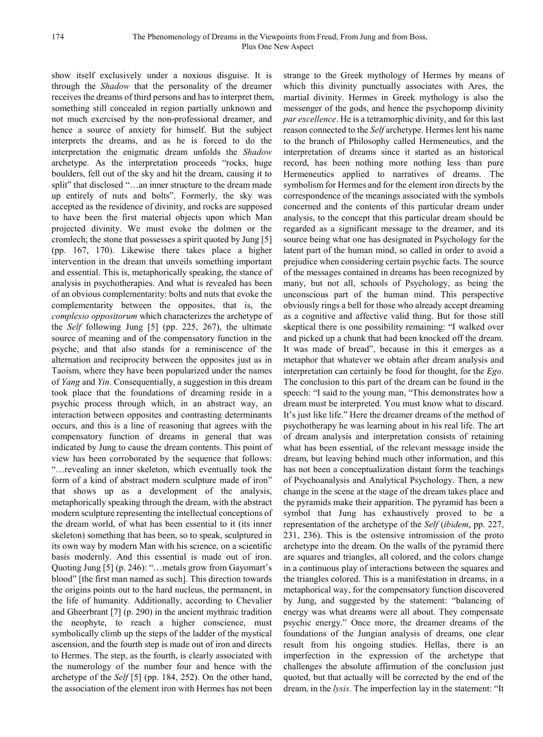show itself exclusively under a noxious disguise. It is through the *Shadow* that the personality of the dreamer receives the dreams of third persons and has to interpret them, something still concealed in region partially unknown and not much exercised by the non-professional dreamer, and hence a source of anxiety for himself. But the subject interprets the dreams, and as he is forced to do the interpretation the enigmatic dream unfolds the *Shadow* archetype. As the interpretation proceeds "rocks, huge boulders, fell out of the sky and hit the dream, causing it to split" that disclosed "…an inner structure to the dream made up entirely of nuts and bolts". Formerly, the sky was accepted as the residence of divinity, and rocks are supposed to have been the first material objects upon which Man projected divinity. We must evoke the dolmen or the cromlech; the stone that possesses a spirit quoted by Jung [5] (pp. 167, 170). Likewise there takes place a higher intervention in the dream that unveils something important and essential. This is, metaphorically speaking, the stance of analysis in psychotherapies. And what is revealed has been of an obvious complementarity: bolts and nuts that evoke the complementarity between the opposites, that is, the *complexio oppositorum* which characterizes the archetype of the *Self* following Jung [5] (pp. 225, 267), the ultimate source of meaning and of the compensatory function in the psyche, and that also stands for a reminiscence of the alternation and reciprocity between the opposites just as in Taoism, where they have been popularized under the names of *Yang* and *Yin*. Consequentially, a suggestion in this dream took place that the foundations of dreaming reside in a psychic process through which, in an abstract way, an interaction between opposites and contrasting determinants occurs, and this is a line of reasoning that agrees with the compensatory function of dreams in general that was indicated by Jung to cause the dream contents. This point of view has been corroborated by the sequence that follows: "…revealing an inner skeleton, which eventually took the form of a kind of abstract modern sculpture made of iron" that shows up as a development of the analysis, metaphorically speaking through the dream, with the abstract modern sculpture representing the intellectual conceptions of the dream world, of what has been essential to it (its inner skeleton) something that has been, so to speak, sculptured in its own way by modern Man with his science, on a scientific basis modernly. And this essential is made out of iron. Quoting Jung [5] (p. 246): "…metals grow from Gayomart's blood" [the first man named as such]. This direction towards the origins points out to the hard nucleus, the permanent, in the life of humanity. Additionally, according to Chevalier and Gheerbrant [7] (p. 290) in the ancient mythraic tradition the neophyte, to reach a higher conscience, must symbolically climb up the steps of the ladder of the mystical ascension, and the fourth step is made out of iron and directs to Hermes. The step, as the fourth, is clearly associated with the numerology of the number four and hence with the archetype of the *Self* [5] (pp. 184, 252). On the other hand, the association of the element iron with Hermes has not been strange to the Greek mythology of Hermes by means of which this divinity punctually associates with Ares, the martial divinity. Hermes in Greek mythology is also the messenger of the gods, and hence the psychopomp divinity *par excellence*. He is a tetramorphic divinity, and for this last reason connected to the *Self* archetype. Hermes lent his name to the branch of Philosophy called Hermeneutics, and the interpretation of dreams since it started as an historical record, has been nothing more nothing less than pure Hermeneutics applied to narratives of dreams. The symbolism for Hermes and for the element iron directs by the correspondence of the meanings associated with the symbols concerned and the contents of this particular dream under analysis, to the concept that this particular dream should be regarded as a significant message to the dreamer, and its source being what one has designated in Psychology for the latent part of the human mind, so called in order to avoid a prejudice when considering certain psychic facts. The source of the messages contained in dreams has been recognized by many, but not all, schools of Psychology, as being the unconscious part of the human mind. This perspective obviously rings a bell for those who already accept dreaming as a cognitive and affective valid thing. But for those still skeptical there is one possibility remaining: "I walked over and picked up a chunk that had been knocked off the dream. It was made of bread", because in this it emerges as a metaphor that whatever we obtain after dream analysis and interpretation can certainly be food for thought, for the *Ego*. The conclusion to this part of the dream can be found in the speech: "I said to the young man, "This demonstrates how a dream must be interpreted. You must know what to discard. It's just like life." Here the dreamer dreams of the method of psychotherapy he was learning about in his real life. The art of dream analysis and interpretation consists of retaining what has been essential, of the relevant message inside the dream, but leaving behind much other information, and this has not been a conceptualization distant form the teachings of Psychoanalysis and Analytical Psychology. Then, a new change in the scene at the stage of the dream takes place and the pyramids make their apparition. The pyramid has been a symbol that Jung has exhaustively proved to be a representation of the archetype of the *Self* (*ibidem*, pp. 227, 231, 236). This is the ostensive intromission of the proto archetype into the dream. On the walls of the pyramid there are squares and triangles, all colored, and the colors change in a continuous play of interactions between the squares and the triangles colored. This is a manifestation in dreams, in a metaphorical way, for the compensatory function discovered by Jung, and suggested by the statement: "balancing of energy was what dreams were all about. They compensate psychic energy." Once more, the dreamer dreams of the foundations of the Jungian analysis of dreams, one clear result from his ongoing studies. Hellas, there is an imperfection in the expression of the archetype that challenges the absolute affirmation of the conclusion just quoted, but that actually will be corrected by the end of the dream, in the *lysis*. The imperfection lay in the statement: "It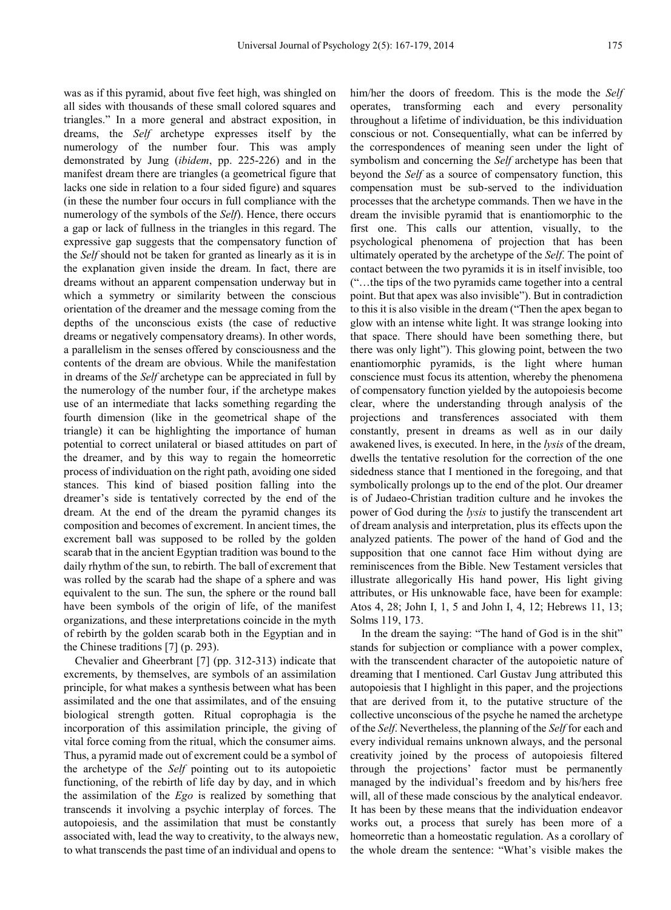was as if this pyramid, about five feet high, was shingled on all sides with thousands of these small colored squares and triangles." In a more general and abstract exposition, in dreams, the *Self* archetype expresses itself by the numerology of the number four. This was amply demonstrated by Jung (*ibidem*, pp. 225-226) and in the manifest dream there are triangles (a geometrical figure that lacks one side in relation to a four sided figure) and squares (in these the number four occurs in full compliance with the numerology of the symbols of the *Self*). Hence, there occurs a gap or lack of fullness in the triangles in this regard. The expressive gap suggests that the compensatory function of the *Self* should not be taken for granted as linearly as it is in the explanation given inside the dream. In fact, there are dreams without an apparent compensation underway but in which a symmetry or similarity between the conscious orientation of the dreamer and the message coming from the depths of the unconscious exists (the case of reductive dreams or negatively compensatory dreams). In other words, a parallelism in the senses offered by consciousness and the contents of the dream are obvious. While the manifestation in dreams of the *Self* archetype can be appreciated in full by the numerology of the number four, if the archetype makes use of an intermediate that lacks something regarding the fourth dimension (like in the geometrical shape of the triangle) it can be highlighting the importance of human potential to correct unilateral or biased attitudes on part of the dreamer, and by this way to regain the homeorretic process of individuation on the right path, avoiding one sided stances. This kind of biased position falling into the dreamer's side is tentatively corrected by the end of the dream. At the end of the dream the pyramid changes its composition and becomes of excrement. In ancient times, the excrement ball was supposed to be rolled by the golden scarab that in the ancient Egyptian tradition was bound to the daily rhythm of the sun, to rebirth. The ball of excrement that was rolled by the scarab had the shape of a sphere and was equivalent to the sun. The sun, the sphere or the round ball have been symbols of the origin of life, of the manifest organizations, and these interpretations coincide in the myth of rebirth by the golden scarab both in the Egyptian and in the Chinese traditions [7] (p. 293).

Chevalier and Gheerbrant [7] (pp. 312-313) indicate that excrements, by themselves, are symbols of an assimilation principle, for what makes a synthesis between what has been assimilated and the one that assimilates, and of the ensuing biological strength gotten. Ritual coprophagia is the incorporation of this assimilation principle, the giving of vital force coming from the ritual, which the consumer aims. Thus, a pyramid made out of excrement could be a symbol of the archetype of the *Self* pointing out to its autopoietic functioning, of the rebirth of life day by day, and in which the assimilation of the *Ego* is realized by something that transcends it involving a psychic interplay of forces. The autopoiesis, and the assimilation that must be constantly associated with, lead the way to creativity, to the always new, to what transcends the past time of an individual and opens to him/her the doors of freedom. This is the mode the *Self* operates, transforming each and every personality throughout a lifetime of individuation, be this individuation conscious or not. Consequentially, what can be inferred by the correspondences of meaning seen under the light of symbolism and concerning the *Self* archetype has been that beyond the *Self* as a source of compensatory function, this compensation must be sub-served to the individuation processes that the archetype commands. Then we have in the dream the invisible pyramid that is enantiomorphic to the first one. This calls our attention, visually, to the psychological phenomena of projection that has been ultimately operated by the archetype of the *Self*. The point of contact between the two pyramids it is in itself invisible, too ("…the tips of the two pyramids came together into a central point. But that apex was also invisible"). But in contradiction to this it is also visible in the dream ("Then the apex began to glow with an intense white light. It was strange looking into that space. There should have been something there, but there was only light"). This glowing point, between the two enantiomorphic pyramids, is the light where human conscience must focus its attention, whereby the phenomena of compensatory function yielded by the autopoiesis become clear, where the understanding through analysis of the projections and transferences associated with them constantly, present in dreams as well as in our daily awakened lives, is executed. In here, in the *lysis* of the dream, dwells the tentative resolution for the correction of the one sidedness stance that I mentioned in the foregoing, and that symbolically prolongs up to the end of the plot. Our dreamer is of Judaeo-Christian tradition culture and he invokes the power of God during the *lysis* to justify the transcendent art of dream analysis and interpretation, plus its effects upon the analyzed patients. The power of the hand of God and the supposition that one cannot face Him without dying are reminiscences from the Bible. New Testament versicles that illustrate allegorically His hand power, His light giving attributes, or His unknowable face, have been for example: Atos 4, 28; John I, 1, 5 and John I, 4, 12; Hebrews 11, 13; Solms 119, 173.

In the dream the saying: "The hand of God is in the shit" stands for subjection or compliance with a power complex, with the transcendent character of the autopoietic nature of dreaming that I mentioned. Carl Gustav Jung attributed this autopoiesis that I highlight in this paper, and the projections that are derived from it, to the putative structure of the collective unconscious of the psyche he named the archetype of the *Self*. Nevertheless, the planning of the *Self* for each and every individual remains unknown always, and the personal creativity joined by the process of autopoiesis filtered through the projections' factor must be permanently managed by the individual's freedom and by his/hers free will, all of these made conscious by the analytical endeavor. It has been by these means that the individuation endeavor works out, a process that surely has been more of a homeorretic than a homeostatic regulation. As a corollary of the whole dream the sentence: "What's visible makes the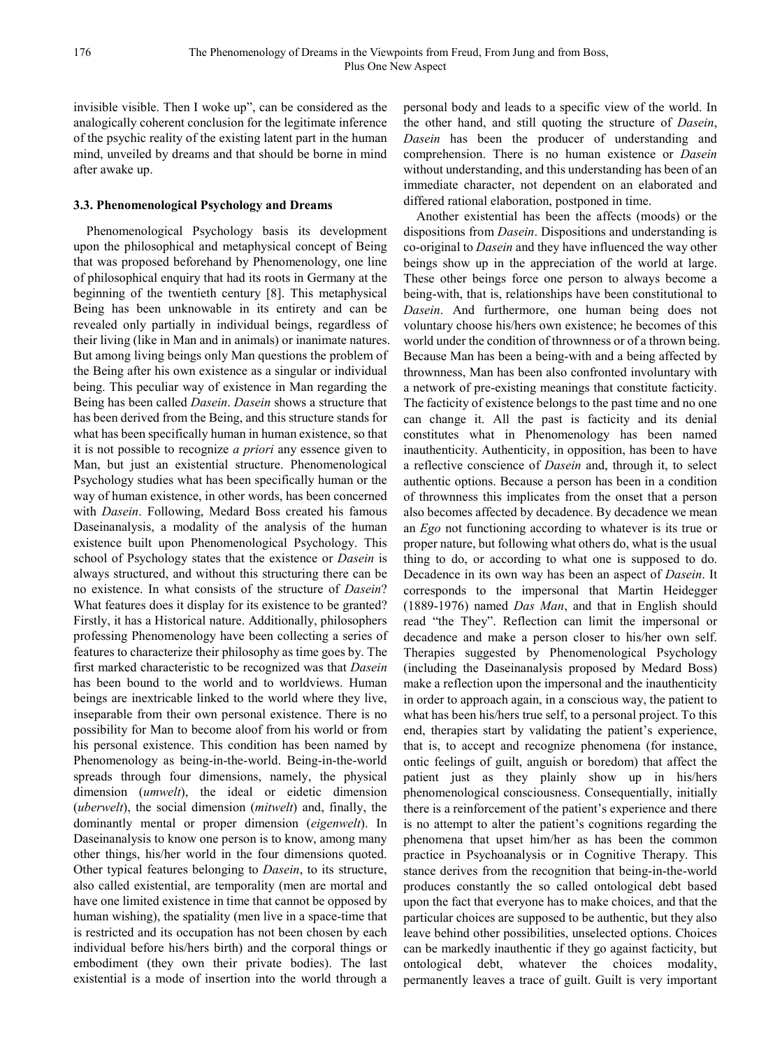invisible visible. Then I woke up", can be considered as the analogically coherent conclusion for the legitimate inference of the psychic reality of the existing latent part in the human mind, unveiled by dreams and that should be borne in mind after awake up.

### 3.3. Phenomenological Psychology and Dreams

Phenomenological Psychology basis its development upon the philosophical and metaphysical concept of Being that was proposed beforehand by Phenomenology, one line of philosophical enquiry that had its roots in Germany at the beginning of the twentieth century [8]. This metaphysical Being has been unknowable in its entirety and can be revealed only partially in individual beings, regardless of their living (like in Man and in animals) or inanimate natures. But among living beings only Man questions the problem of the Being after his own existence as a singular or individual being. This peculiar way of existence in Man regarding the Being has been called *Dasein*. *Dasein* shows a structure that has been derived from the Being, and this structure stands for what has been specifically human in human existence, so that it is not possible to recognize *a priori* any essence given to Man, but just an existential structure. Phenomenological Psychology studies what has been specifically human or the way of human existence, in other words, has been concerned with *Dasein*. Following, Medard Boss created his famous Daseinanalysis, a modality of the analysis of the human existence built upon Phenomenological Psychology. This school of Psychology states that the existence or *Dasein* is always structured, and without this structuring there can be no existence. In what consists of the structure of *Dasein*? What features does it display for its existence to be granted? Firstly, it has a Historical nature. Additionally, philosophers professing Phenomenology have been collecting a series of features to characterize their philosophy as time goes by. The first marked characteristic to be recognized was that *Dasein* has been bound to the world and to worldviews. Human beings are inextricable linked to the world where they live, inseparable from their own personal existence. There is no possibility for Man to become aloof from his world or from his personal existence. This condition has been named by Phenomenology as being-in-the-world. Being-in-the-world spreads through four dimensions, namely, the physical dimension (*umwelt*), the ideal or eidetic dimension (*uberwelt*), the social dimension (*mitwelt*) and, finally, the dominantly mental or proper dimension (*eigenwelt*). In Daseinanalysis to know one person is to know, among many other things, his/her world in the four dimensions quoted. Other typical features belonging to *Dasein*, to its structure, also called existential, are temporality (men are mortal and have one limited existence in time that cannot be opposed by human wishing), the spatiality (men live in a space-time that is restricted and its occupation has not been chosen by each individual before his/hers birth) and the corporal things or embodiment (they own their private bodies). The last existential is a mode of insertion into the world through a personal body and leads to a specific view of the world. In the other hand, and still quoting the structure of *Dasein*, *Dasein* has been the producer of understanding and comprehension. There is no human existence or *Dasein* without understanding, and this understanding has been of an immediate character, not dependent on an elaborated and differed rational elaboration, postponed in time.

Another existential has been the affects (moods) or the dispositions from *Dasein*. Dispositions and understanding is co-original to *Dasein* and they have influenced the way other beings show up in the appreciation of the world at large. These other beings force one person to always become a being-with, that is, relationships have been constitutional to *Dasein*. And furthermore, one human being does not voluntary choose his/hers own existence; he becomes of this world under the condition of thrownness or of a thrown being. Because Man has been a being-with and a being affected by thrownness, Man has been also confronted involuntary with a network of pre-existing meanings that constitute facticity. The facticity of existence belongs to the past time and no one can change it. All the past is facticity and its denial constitutes what in Phenomenology has been named inauthenticity. Authenticity, in opposition, has been to have a reflective conscience of *Dasein* and, through it, to select authentic options. Because a person has been in a condition of thrownness this implicates from the onset that a person also becomes affected by decadence. By decadence we mean an *Ego* not functioning according to whatever is its true or proper nature, but following what others do, what is the usual thing to do, or according to what one is supposed to do. Decadence in its own way has been an aspect of *Dasein*. It corresponds to the impersonal that Martin Heidegger (1889-1976) named *Das Man*, and that in English should read "the They". Reflection can limit the impersonal or decadence and make a person closer to his/her own self. Therapies suggested by Phenomenological Psychology (including the Daseinanalysis proposed by Medard Boss) make a reflection upon the impersonal and the inauthenticity in order to approach again, in a conscious way, the patient to what has been his/hers true self, to a personal project. To this end, therapies start by validating the patient's experience, that is, to accept and recognize phenomena (for instance, ontic feelings of guilt, anguish or boredom) that affect the patient just as they plainly show up in his/hers phenomenological consciousness. Consequentially, initially there is a reinforcement of the patient's experience and there is no attempt to alter the patient's cognitions regarding the phenomena that upset him/her as has been the common practice in Psychoanalysis or in Cognitive Therapy. This stance derives from the recognition that being-in-the-world produces constantly the so called ontological debt based upon the fact that everyone has to make choices, and that the particular choices are supposed to be authentic, but they also leave behind other possibilities, unselected options. Choices can be markedly inauthentic if they go against facticity, but ontological debt, whatever the choices modality, permanently leaves a trace of guilt. Guilt is very important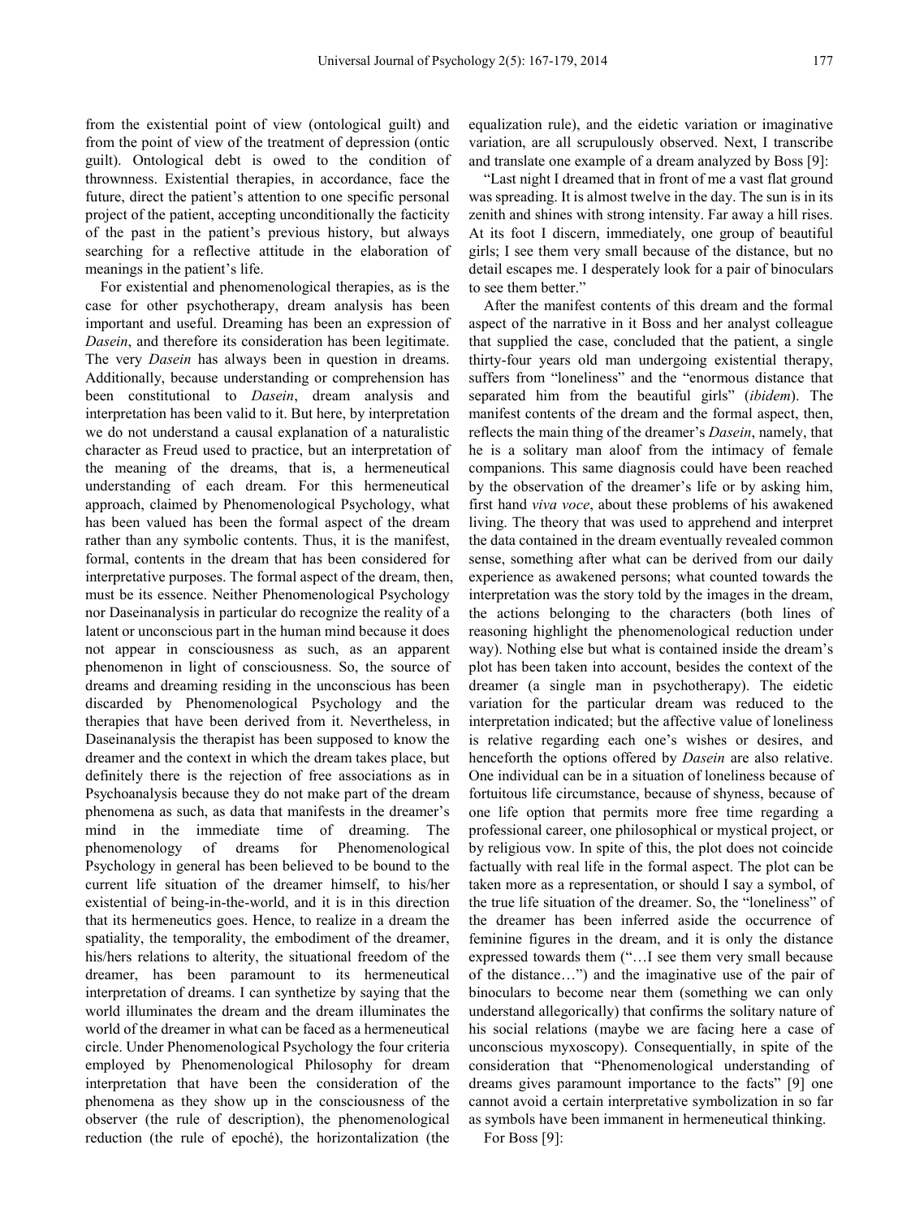from the existential point of view (ontological guilt) and from the point of view of the treatment of depression (ontic guilt). Ontological debt is owed to the condition of thrownness. Existential therapies, in accordance, face the future, direct the patient's attention to one specific personal project of the patient, accepting unconditionally the facticity of the past in the patient's previous history, but always searching for a reflective attitude in the elaboration of meanings in the patient's life.

For existential and phenomenological therapies, as is the case for other psychotherapy, dream analysis has been important and useful. Dreaming has been an expression of *Dasein*, and therefore its consideration has been legitimate. The very *Dasein* has always been in question in dreams. Additionally, because understanding or comprehension has been constitutional to *Dasein*, dream analysis and interpretation has been valid to it. But here, by interpretation we do not understand a causal explanation of a naturalistic character as Freud used to practice, but an interpretation of the meaning of the dreams, that is, a hermeneutical understanding of each dream. For this hermeneutical approach, claimed by Phenomenological Psychology, what has been valued has been the formal aspect of the dream rather than any symbolic contents. Thus, it is the manifest, formal, contents in the dream that has been considered for interpretative purposes. The formal aspect of the dream, then, must be its essence. Neither Phenomenological Psychology nor Daseinanalysis in particular do recognize the reality of a latent or unconscious part in the human mind because it does not appear in consciousness as such, as an apparent phenomenon in light of consciousness. So, the source of dreams and dreaming residing in the unconscious has been discarded by Phenomenological Psychology and the therapies that have been derived from it. Nevertheless, in Daseinanalysis the therapist has been supposed to know the dreamer and the context in which the dream takes place, but definitely there is the rejection of free associations as in Psychoanalysis because they do not make part of the dream phenomena as such, as data that manifests in the dreamer's mind in the immediate time of dreaming. The phenomenology of dreams for Phenomenological Psychology in general has been believed to be bound to the current life situation of the dreamer himself, to his/her existential of being-in-the-world, and it is in this direction that its hermeneutics goes. Hence, to realize in a dream the spatiality, the temporality, the embodiment of the dreamer, his/hers relations to alterity, the situational freedom of the dreamer, has been paramount to its hermeneutical interpretation of dreams. I can synthetize by saying that the world illuminates the dream and the dream illuminates the world of the dreamer in what can be faced as a hermeneutical circle. Under Phenomenological Psychology the four criteria employed by Phenomenological Philosophy for dream interpretation that have been the consideration of the phenomena as they show up in the consciousness of the observer (the rule of description), the phenomenological reduction (the rule of epoché), the horizontalization (the equalization rule), and the eidetic variation or imaginative variation, are all scrupulously observed. Next, I transcribe and translate one example of a dream analyzed by Boss [9]:

"Last night I dreamed that in front of me a vast flat ground was spreading. It is almost twelve in the day. The sun is in its zenith and shines with strong intensity. Far away a hill rises. At its foot I discern, immediately, one group of beautiful girls; I see them very small because of the distance, but no detail escapes me. I desperately look for a pair of binoculars to see them better."

After the manifest contents of this dream and the formal aspect of the narrative in it Boss and her analyst colleague that supplied the case, concluded that the patient, a single thirty-four years old man undergoing existential therapy, suffers from "loneliness" and the "enormous distance that separated him from the beautiful girls" (*ibidem*). The manifest contents of the dream and the formal aspect, then, reflects the main thing of the dreamer's *Dasein*, namely, that he is a solitary man aloof from the intimacy of female companions. This same diagnosis could have been reached by the observation of the dreamer's life or by asking him, first hand *viva voce*, about these problems of his awakened living. The theory that was used to apprehend and interpret the data contained in the dream eventually revealed common sense, something after what can be derived from our daily experience as awakened persons; what counted towards the interpretation was the story told by the images in the dream, the actions belonging to the characters (both lines of reasoning highlight the phenomenological reduction under way). Nothing else but what is contained inside the dream's plot has been taken into account, besides the context of the dreamer (a single man in psychotherapy). The eidetic variation for the particular dream was reduced to the interpretation indicated; but the affective value of loneliness is relative regarding each one's wishes or desires, and henceforth the options offered by *Dasein* are also relative. One individual can be in a situation of loneliness because of fortuitous life circumstance, because of shyness, because of one life option that permits more free time regarding a professional career, one philosophical or mystical project, or by religious vow. In spite of this, the plot does not coincide factually with real life in the formal aspect. The plot can be taken more as a representation, or should I say a symbol, of the true life situation of the dreamer. So, the "loneliness" of the dreamer has been inferred aside the occurrence of feminine figures in the dream, and it is only the distance expressed towards them ("…I see them very small because of the distance…") and the imaginative use of the pair of binoculars to become near them (something we can only understand allegorically) that confirms the solitary nature of his social relations (maybe we are facing here a case of unconscious myxoscopy). Consequentially, in spite of the consideration that "Phenomenological understanding of dreams gives paramount importance to the facts" [9] one cannot avoid a certain interpretative symbolization in so far as symbols have been immanent in hermeneutical thinking.

For Boss [9]: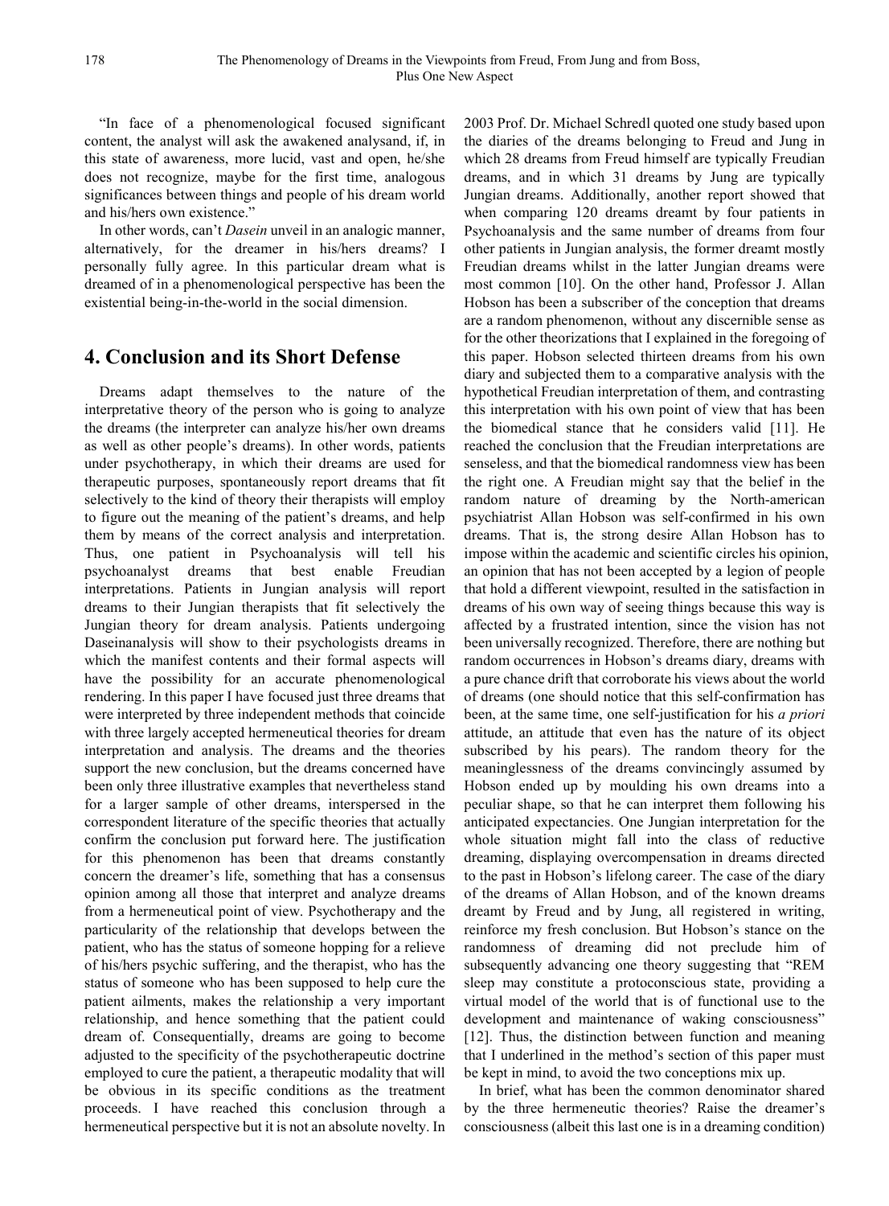"In face of a phenomenological focused significant content, the analyst will ask the awakened analysand, if, in this state of awareness, more lucid, vast and open, he/she does not recognize, maybe for the first time, analogous significances between things and people of his dream world and his/hers own existence."

In other words, can't *Dasein* unveil in an analogic manner, alternatively, for the dreamer in his/hers dreams? I personally fully agree. In this particular dream what is dreamed of in a phenomenological perspective has been the existential being-in-the-world in the social dimension.

## 4. Conclusion and its Short Defense

Dreams adapt themselves to the nature of the interpretative theory of the person who is going to analyze the dreams (the interpreter can analyze his/her own dreams as well as other people's dreams). In other words, patients under psychotherapy, in which their dreams are used for therapeutic purposes, spontaneously report dreams that fit selectively to the kind of theory their therapists will employ to figure out the meaning of the patient's dreams, and help them by means of the correct analysis and interpretation. Thus, one patient in Psychoanalysis will tell his psychoanalyst dreams that best enable Freudian interpretations. Patients in Jungian analysis will report dreams to their Jungian therapists that fit selectively the Jungian theory for dream analysis. Patients undergoing Daseinanalysis will show to their psychologists dreams in which the manifest contents and their formal aspects will have the possibility for an accurate phenomenological rendering. In this paper I have focused just three dreams that were interpreted by three independent methods that coincide with three largely accepted hermeneutical theories for dream interpretation and analysis. The dreams and the theories support the new conclusion, but the dreams concerned have been only three illustrative examples that nevertheless stand for a larger sample of other dreams, interspersed in the correspondent literature of the specific theories that actually confirm the conclusion put forward here. The justification for this phenomenon has been that dreams constantly concern the dreamer's life, something that has a consensus opinion among all those that interpret and analyze dreams from a hermeneutical point of view. Psychotherapy and the particularity of the relationship that develops between the patient, who has the status of someone hopping for a relieve of his/hers psychic suffering, and the therapist, who has the status of someone who has been supposed to help cure the patient ailments, makes the relationship a very important relationship, and hence something that the patient could dream of. Consequentially, dreams are going to become adjusted to the specificity of the psychotherapeutic doctrine employed to cure the patient, a therapeutic modality that will be obvious in its specific conditions as the treatment proceeds. I have reached this conclusion through a hermeneutical perspective but it is not an absolute novelty. In 2003 Prof. Dr. Michael Schredl quoted one study based upon the diaries of the dreams belonging to Freud and Jung in which 28 dreams from Freud himself are typically Freudian dreams, and in which 31 dreams by Jung are typically Jungian dreams. Additionally, another report showed that when comparing 120 dreams dreamt by four patients in Psychoanalysis and the same number of dreams from four other patients in Jungian analysis, the former dreamt mostly Freudian dreams whilst in the latter Jungian dreams were most common [10]. On the other hand, Professor J. Allan Hobson has been a subscriber of the conception that dreams are a random phenomenon, without any discernible sense as for the other theorizations that I explained in the foregoing of this paper. Hobson selected thirteen dreams from his own diary and subjected them to a comparative analysis with the hypothetical Freudian interpretation of them, and contrasting this interpretation with his own point of view that has been the biomedical stance that he considers valid [11]. He reached the conclusion that the Freudian interpretations are senseless, and that the biomedical randomness view has been the right one. A Freudian might say that the belief in the random nature of dreaming by the North-american psychiatrist Allan Hobson was self-confirmed in his own dreams. That is, the strong desire Allan Hobson has to impose within the academic and scientific circles his opinion, an opinion that has not been accepted by a legion of people that hold a different viewpoint, resulted in the satisfaction in dreams of his own way of seeing things because this way is affected by a frustrated intention, since the vision has not been universally recognized. Therefore, there are nothing but random occurrences in Hobson's dreams diary, dreams with a pure chance drift that corroborate his views about the world of dreams (one should notice that this self-confirmation has been, at the same time, one self-justification for his *a priori* attitude, an attitude that even has the nature of its object subscribed by his pears). The random theory for the meaninglessness of the dreams convincingly assumed by Hobson ended up by moulding his own dreams into a peculiar shape, so that he can interpret them following his anticipated expectancies. One Jungian interpretation for the whole situation might fall into the class of reductive dreaming, displaying overcompensation in dreams directed to the past in Hobson's lifelong career. The case of the diary of the dreams of Allan Hobson, and of the known dreams dreamt by Freud and by Jung, all registered in writing, reinforce my fresh conclusion. But Hobson's stance on the randomness of dreaming did not preclude him of subsequently advancing one theory suggesting that "REM sleep may constitute a protoconscious state, providing a virtual model of the world that is of functional use to the development and maintenance of waking consciousness" [12]. Thus, the distinction between function and meaning that I underlined in the method's section of this paper must be kept in mind, to avoid the two conceptions mix up.

In brief, what has been the common denominator shared by the three hermeneutic theories? Raise the dreamer's consciousness (albeit this last one is in a dreaming condition)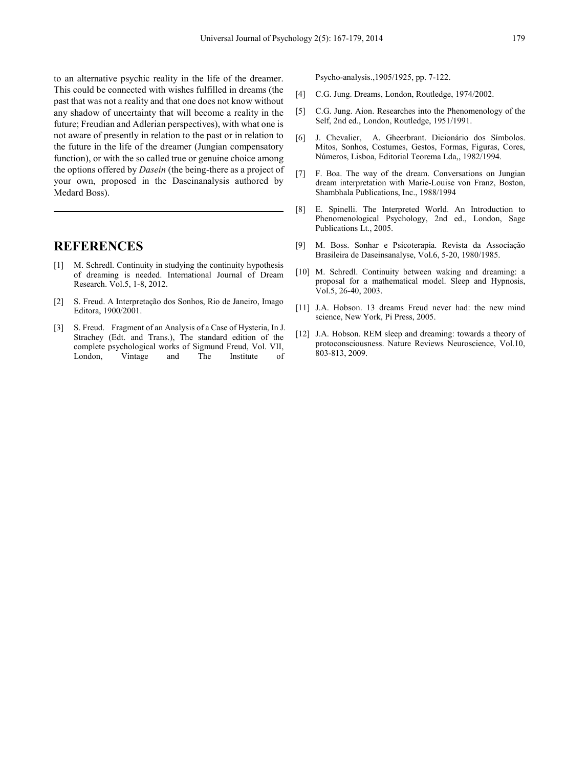to an alternative psychic reality in the life of the dreamer. This could be connected with wishes fulfilled in dreams (the past that was not a reality and that one does not know without any shadow of uncertainty that will become a reality in the future; Freudian and Adlerian perspectives), with what one is not aware of presently in relation to the past or in relation to the future in the life of the dreamer (Jungian compensatory function), or with the so called true or genuine choice among the options offered by *Dasein* (the being-there as a project of your own, proposed in the Daseinanalysis authored by Medard Boss).

---

# REFERENCES

[1] M. Schredl. Continuity in studying the continuity hypothesis of dreaming is needed. International Journal of Dream Research. Vol.5, 1-8, 2012.

[2] S. Freud. A Interpretação dos Sonhos, Rio de Janeiro, Imago Editora, 1900/2001.

[3] S. Freud. Fragment of an Analysis of a Case of Hysteria, In J. Strachey (Edt. and Trans.), The standard edition of the complete psychological works of Sigmund Freud, Vol. VII, London, Vintage and The Institute of Psycho-analysis.,1905/1925, pp. 7-122.

[4] C.G. Jung. Dreams, London, Routledge, 1974/2002.

[5] C.G. Jung. Aion. Researches into the Phenomenology of the Self, 2nd ed., London, Routledge, 1951/1991.

[6] J. Chevalier, A. Gheerbrant. Dicionário dos Símbolos. Mitos, Sonhos, Costumes, Gestos, Formas, Figuras, Cores, Números, Lisboa, Editorial Teorema Lda,, 1982/1994.

[7] F. Boa. The way of the dream. Conversations on Jungian dream interpretation with Marie-Louise von Franz, Boston, Shambhala Publications, Inc., 1988/1994

[8] E. Spinelli. The Interpreted World. An Introduction to Phenomenological Psychology, 2nd ed., London, Sage Publications Lt., 2005.

[9] M. Boss. Sonhar e Psicoterapia. Revista da Associação Brasileira de Daseinsanalyse, Vol.6, 5-20, 1980/1985.

[10] M. Schredl. Continuity between waking and dreaming: a proposal for a mathematical model. Sleep and Hypnosis, Vol.5, 26-40, 2003.

[11] J.A. Hobson. 13 dreams Freud never had: the new mind science, New York, Pi Press, 2005.

[12] J.A. Hobson. REM sleep and dreaming: towards a theory of protoconsciousness. Nature Reviews Neuroscience, Vol.10, 803-813, 2009.